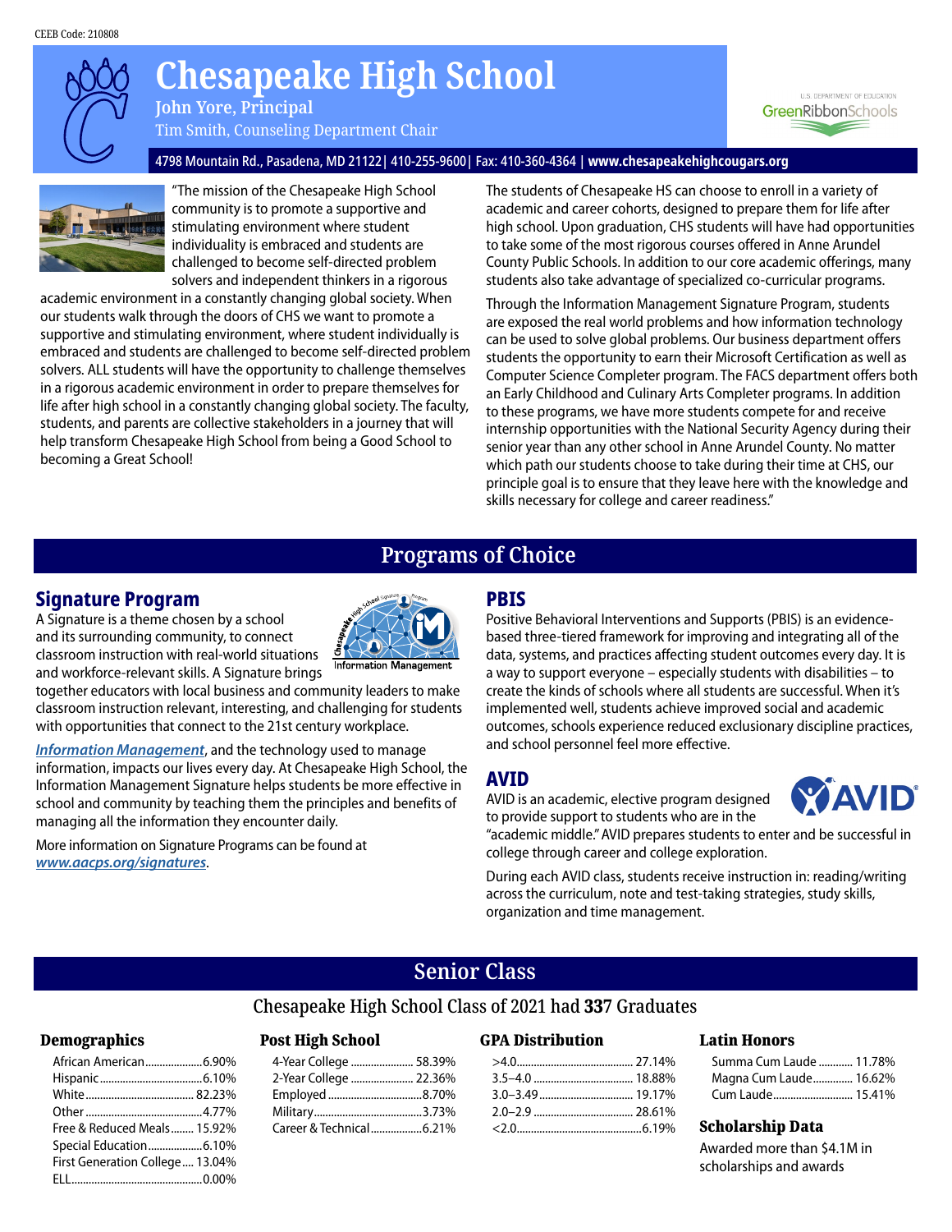CEEB Code: 210808

# Chesapeake High School

**John Yore, Principal**

Tim Smith, Counseling Department Chair

4798 Mountain Rd., Pasadena, MD 21122| 410-255-9600| Fax: 410-360-4364 | **www.chesapeakehighcougars.org**

"The mission of the Chesapeake High School community is to promote a supportive and stimulating environment where student individuality is embraced and students are challenged to become self-directed problem solvers and independent thinkers in a rigorous academic environment in a constantly changing global society. When our students walk through the doors of CHS we want to promote a supportive and stimulating environment, where student individually is embraced and students are challenged to become self-directed problem solvers. ALL students will have the opportunity to challenge themselves in a rigorous academic environment in order to prepare themselves for life after high school in a constantly changing global society. The faculty, students, and parents are collective stakeholders in a journey that will help transform Chesapeake High School from being a Good School to becoming a Great School!

The students of Chesapeake HS can choose to enroll in a variety of academic and career cohorts, designed to prepare them for life after high school. Upon graduation, CHS students will have had opportunities to take some of the most rigorous courses offered in Anne Arundel County Public Schools. In addition to our core academic offerings, many students also take advantage of specialized co-curricular programs.

Through the Information Management Signature Program, students are exposed the real world problems and how information technology can be used to solve global problems. Our business department offers students the opportunity to earn their Microsoft Certification as well as Computer Science Completer program. The FACS department offers both an Early Childhood and Culinary Arts Completer programs. In addition to these programs, we have more students compete for and receive internship opportunities with the National Security Agency during their senior year than any other school in Anne Arundel County. No matter which path our students choose to take during their time at CHS, our principle goal is to ensure that they leave here with the knowledge and skills necessary for college and career readiness."

## Programs of Choice

### Signature Program

A Signature is a theme chosen by a school and its surrounding community, to connect classroom instruction with real-world situations and workforce-relevant skills. A Signature brings together educators with local business and community leaders to make classroom instruction relevant, interesting, and challenging for students with opportunities that connect to the 21st century workplace.

*Information Management*, and the technology used to manage information, impacts our lives every day. At Chesapeake High School, the Information Management Signature helps students be more effective in school and community by teaching them the principles and benefits of managing all the information they encounter daily.

More information on Signature Programs can be found at *www.aacps.org/signatures*.

### PBIS

Positive Behavioral Interventions and Supports (PBIS) is an evidence-based three-tiered framework for improving and integrating all of the data, systems, and practices affecting student outcomes every day. It is a way to support everyone – especially students with disabilities – to create the kinds of schools where all students are successful. When it's implemented well, students achieve improved social and academic outcomes, schools experience reduced exclusionary discipline practices, and school personnel feel more effective.

### AVID

AVID is an academic, elective program designed to provide support to students who are in the "academic middle." AVID prepares students to enter and be successful in college through career and college exploration.

During each AVID class, students receive instruction in: reading/writing across the curriculum, note and test-taking strategies, study skills, organization and time management.

## Senior Class

Chesapeake High School Class of 2021 had **337** Graduates

### Demographics

| | |
|---|---|
| African American | 6.90% |
| Hispanic | 6.10% |
| White | 82.23% |
| Other | 4.77% |
| Free & Reduced Meals | 15.92% |
| Special Education | 6.10% |
| First Generation College | 13.04% |
| ELL | 0.00% |

### Post High School

| | |
|---|---|
| 4-Year College | 58.39% |
| 2-Year College | 22.36% |
| Employed | 8.70% |
| Military | 3.73% |
| Career & Technical | 6.21% |

### GPA Distribution

| | |
|---|---|
| >4.0 | 27.14% |
| 3.5–4.0 | 18.88% |
| 3.0–3.49 | 19.17% |
| 2.0–2.9 | 28.61% |
| <2.0 | 6.19% |

### Latin Honors

| | |
|---|---|
| Summa Cum Laude | 11.78% |
| Magna Cum Laude | 16.62% |
| Cum Laude | 15.41% |

### Scholarship Data

Awarded more than $4.1M in scholarships and awards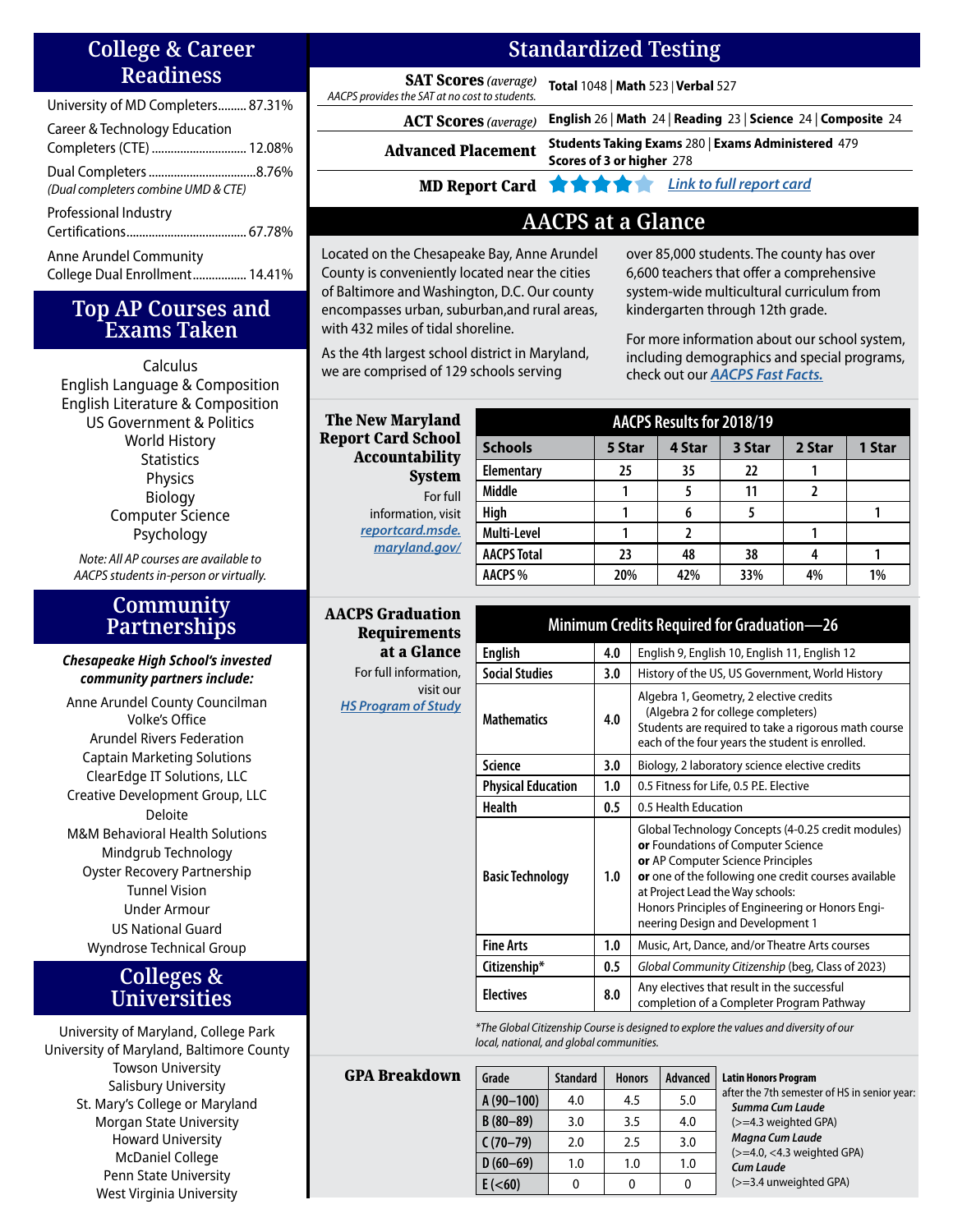## College & Career Readiness

University of MD Completers......... 87.31%

Career & Technology Education Completers (CTE) .............................. 12.08%

Dual Completers ..................................8.76%
*(Dual completers combine UMD & CTE)*

Professional Industry Certifications...................................... 67.78%

Anne Arundel Community College Dual Enrollment................. 14.41%

## Top AP Courses and Exams Taken

Calculus
English Language & Composition
English Literature & Composition
US Government & Politics
World History
Statistics
Physics
Biology
Computer Science
Psychology

*Note: All AP courses are available to AACPS students in-person or virtually.*

## Community Partnerships

***Chesapeake High School's invested community partners include:***

Anne Arundel County Councilman Volke's Office
Arundel Rivers Federation
Captain Marketing Solutions
ClearEdge IT Solutions, LLC
Creative Development Group, LLC
Deloite
M&M Behavioral Health Solutions
Mindgrub Technology
Oyster Recovery Partnership
Tunnel Vision
Under Armour
US National Guard
Wyndrose Technical Group

## Colleges & Universities

University of Maryland, College Park
University of Maryland, Baltimore County
Towson University
Salisbury University
St. Mary's College or Maryland
Morgan State University
Howard University
McDaniel College
Penn State University
West Virginia University

## Standardized Testing

**SAT Scores** *(average)* — **Total** 1048 | **Math** 523 | **Verbal** 527
*AACPS provides the SAT at no cost to students.*

**ACT Scores** *(average)* — **English** 26 | **Math** 24 | **Reading** 23 | **Science** 24 | **Composite** 24

**Advanced Placement** — **Students Taking Exams** 280 | **Exams Administered** 479
**Scores of 3 or higher** 278

**MD Report Card** — ★★★★☆ [Link to full report card]

## AACPS at a Glance

Located on the Chesapeake Bay, Anne Arundel County is conveniently located near the cities of Baltimore and Washington, D.C. Our county encompasses urban, suburban,and rural areas, with 432 miles of tidal shoreline.

As the 4th largest school district in Maryland, we are comprised of 129 schools serving over 85,000 students. The county has over 6,600 teachers that offer a comprehensive system-wide multicultural curriculum from kindergarten through 12th grade.

For more information about our school system, including demographics and special programs, check out our *AACPS Fast Facts.*

### The New Maryland Report Card School Accountability System

For full information, visit *reportcard.msde.maryland.gov/*

**AACPS Results for 2018/19**

| Schools | 5 Star | 4 Star | 3 Star | 2 Star | 1 Star |
|---|---|---|---|---|---|
| Elementary | 25 | 35 | 22 | 1 | |
| Middle | 1 | 5 | 11 | 2 | |
| High | 1 | 6 | 5 | | 1 |
| Multi-Level | 1 | 2 | | 1 | |
| AACPS Total | 23 | 48 | 38 | 4 | 1 |
| AACPS % | 20% | 42% | 33% | 4% | 1% |

### AACPS Graduation Requirements at a Glance

For full information, visit our *HS Program of Study*

**Minimum Credits Required for Graduation—26**

| Subject | Credits | Requirements |
|---|---|---|
| English | 4.0 | English 9, English 10, English 11, English 12 |
| Social Studies | 3.0 | History of the US, US Government, World History |
| Mathematics | 4.0 | Algebra 1, Geometry, 2 elective credits (Algebra 2 for college completers) Students are required to take a rigorous math course each of the four years the student is enrolled. |
| Science | 3.0 | Biology, 2 laboratory science elective credits |
| Physical Education | 1.0 | 0.5 Fitness for Life, 0.5 P.E. Elective |
| Health | 0.5 | 0.5 Health Education |
| Basic Technology | 1.0 | Global Technology Concepts (4-0.25 credit modules) **or** Foundations of Computer Science **or** AP Computer Science Principles **or** one of the following one credit courses available at Project Lead the Way schools: Honors Principles of Engineering or Honors Engineering Design and Development 1 |
| Fine Arts | 1.0 | Music, Art, Dance, and/or Theatre Arts courses |
| Citizenship* | 0.5 | *Global Community Citizenship* (beg, Class of 2023) |
| Electives | 8.0 | Any electives that result in the successful completion of a Completer Program Pathway |

*\*The Global Citizenship Course is designed to explore the values and diversity of our local, national, and global communities.*

### GPA Breakdown

| Grade | Standard | Honors | Advanced |
|---|---|---|---|
| A (90–100) | 4.0 | 4.5 | 5.0 |
| B (80–89) | 3.0 | 3.5 | 4.0 |
| C (70–79) | 2.0 | 2.5 | 3.0 |
| D (60–69) | 1.0 | 1.0 | 1.0 |
| E (<60) | 0 | 0 | 0 |

**Latin Honors Program**
after the 7th semester of HS in senior year:
- ***Summa Cum Laude*** (>=4.3 weighted GPA)
- ***Magna Cum Laude*** (>=4.0, <4.3 weighted GPA)
- ***Cum Laude*** (>=3.4 unweighted GPA)